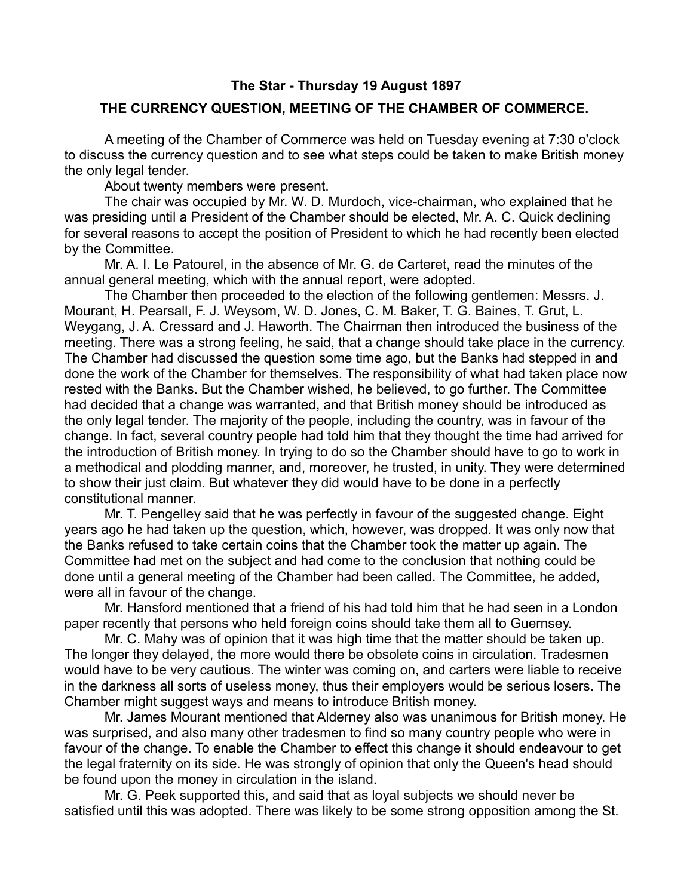**The Star - Thursday 19 August 1897**

**THE CURRENCY QUESTION, MEETING OF THE CHAMBER OF COMMERCE.**

A meeting of the Chamber of Commerce was held on Tuesday evening at 7:30 o'clock to discuss the currency question and to see what steps could be taken to make British money the only legal tender.

About twenty members were present.

The chair was occupied by Mr. W. D. Murdoch, vice-chairman, who explained that he was presiding until a President of the Chamber should be elected, Mr. A. C. Quick declining for several reasons to accept the position of President to which he had recently been elected by the Committee.

Mr. A. I. Le Patourel, in the absence of Mr. G. de Carteret, read the minutes of the annual general meeting, which with the annual report, were adopted.

The Chamber then proceeded to the election of the following gentlemen: Messrs. J. Mourant, H. Pearsall, F. J. Weysom, W. D. Jones, C. M. Baker, T. G. Baines, T. Grut, L. Weygang, J. A. Cressard and J. Haworth. The Chairman then introduced the business of the meeting. There was a strong feeling, he said, that a change should take place in the currency. The Chamber had discussed the question some time ago, but the Banks had stepped in and done the work of the Chamber for themselves. The responsibility of what had taken place now rested with the Banks. But the Chamber wished, he believed, to go further. The Committee had decided that a change was warranted, and that British money should be introduced as the only legal tender. The majority of the people, including the country, was in favour of the change. In fact, several country people had told him that they thought the time had arrived for the introduction of British money. In trying to do so the Chamber should have to go to work in a methodical and plodding manner, and, moreover, he trusted, in unity. They were determined to show their just claim. But whatever they did would have to be done in a perfectly constitutional manner.

Mr. T. Pengelley said that he was perfectly in favour of the suggested change. Eight years ago he had taken up the question, which, however, was dropped. It was only now that the Banks refused to take certain coins that the Chamber took the matter up again. The Committee had met on the subject and had come to the conclusion that nothing could be done until a general meeting of the Chamber had been called. The Committee, he added, were all in favour of the change.

Mr. Hansford mentioned that a friend of his had told him that he had seen in a London paper recently that persons who held foreign coins should take them all to Guernsey.

Mr. C. Mahy was of opinion that it was high time that the matter should be taken up. The longer they delayed, the more would there be obsolete coins in circulation. Tradesmen would have to be very cautious. The winter was coming on, and carters were liable to receive in the darkness all sorts of useless money, thus their employers would be serious losers. The Chamber might suggest ways and means to introduce British money.

Mr. James Mourant mentioned that Alderney also was unanimous for British money. He was surprised, and also many other tradesmen to find so many country people who were in favour of the change. To enable the Chamber to effect this change it should endeavour to get the legal fraternity on its side. He was strongly of opinion that only the Queen's head should be found upon the money in circulation in the island.

Mr. G. Peek supported this, and said that as loyal subjects we should never be satisfied until this was adopted. There was likely to be some strong opposition among the St.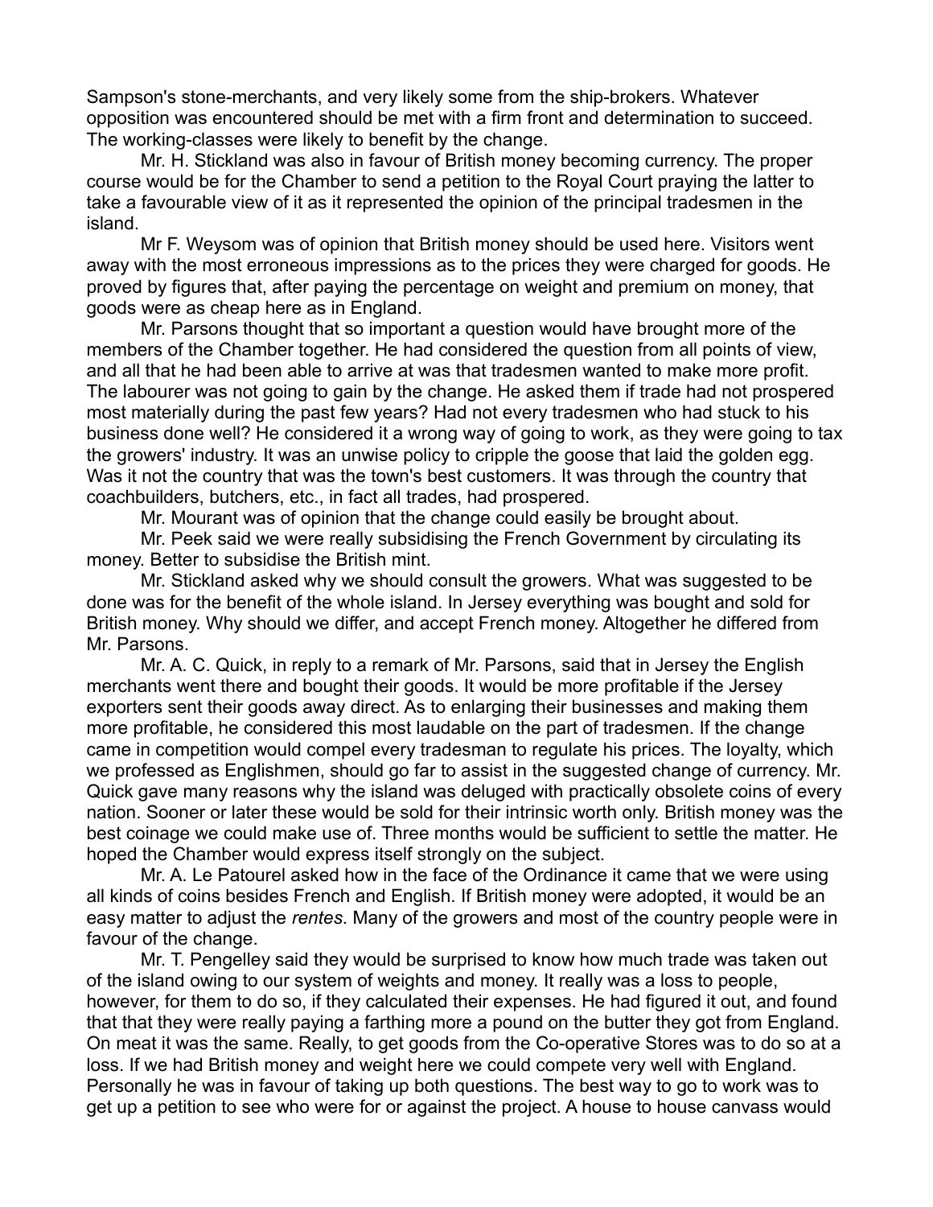Sampson's stone-merchants, and very likely some from the ship-brokers. Whatever opposition was encountered should be met with a firm front and determination to succeed. The working-classes were likely to benefit by the change.

Mr. H. Stickland was also in favour of British money becoming currency. The proper course would be for the Chamber to send a petition to the Royal Court praying the latter to take a favourable view of it as it represented the opinion of the principal tradesmen in the island.

Mr F. Weysom was of opinion that British money should be used here. Visitors went away with the most erroneous impressions as to the prices they were charged for goods. He proved by figures that, after paying the percentage on weight and premium on money, that goods were as cheap here as in England.

Mr. Parsons thought that so important a question would have brought more of the members of the Chamber together. He had considered the question from all points of view, and all that he had been able to arrive at was that tradesmen wanted to make more profit. The labourer was not going to gain by the change. He asked them if trade had not prospered most materially during the past few years? Had not every tradesmen who had stuck to his business done well? He considered it a wrong way of going to work, as they were going to tax the growers' industry. It was an unwise policy to cripple the goose that laid the golden egg. Was it not the country that was the town's best customers. It was through the country that coachbuilders, butchers, etc., in fact all trades, had prospered.

Mr. Mourant was of opinion that the change could easily be brought about.

Mr. Peek said we were really subsidising the French Government by circulating its money. Better to subsidise the British mint.

Mr. Stickland asked why we should consult the growers. What was suggested to be done was for the benefit of the whole island. In Jersey everything was bought and sold for British money. Why should we differ, and accept French money. Altogether he differed from Mr. Parsons.

Mr. A. C. Quick, in reply to a remark of Mr. Parsons, said that in Jersey the English merchants went there and bought their goods. It would be more profitable if the Jersey exporters sent their goods away direct. As to enlarging their businesses and making them more profitable, he considered this most laudable on the part of tradesmen. If the change came in competition would compel every tradesman to regulate his prices. The loyalty, which we professed as Englishmen, should go far to assist in the suggested change of currency. Mr. Quick gave many reasons why the island was deluged with practically obsolete coins of every nation. Sooner or later these would be sold for their intrinsic worth only. British money was the best coinage we could make use of. Three months would be sufficient to settle the matter. He hoped the Chamber would express itself strongly on the subject.

Mr. A. Le Patourel asked how in the face of the Ordinance it came that we were using all kinds of coins besides French and English. If British money were adopted, it would be an easy matter to adjust the *rentes*. Many of the growers and most of the country people were in favour of the change.

Mr. T. Pengelley said they would be surprised to know how much trade was taken out of the island owing to our system of weights and money. It really was a loss to people, however, for them to do so, if they calculated their expenses. He had figured it out, and found that that they were really paying a farthing more a pound on the butter they got from England. On meat it was the same. Really, to get goods from the Co-operative Stores was to do so at a loss. If we had British money and weight here we could compete very well with England. Personally he was in favour of taking up both questions. The best way to go to work was to get up a petition to see who were for or against the project. A house to house canvass would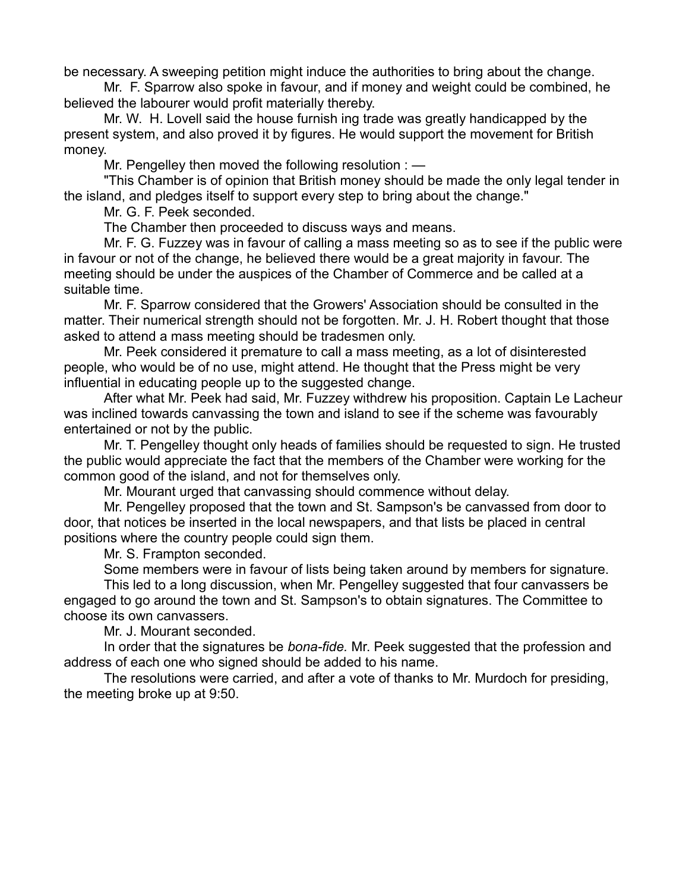be necessary. A sweeping petition might induce the authorities to bring about the change.

Mr. F. Sparrow also spoke in favour, and if money and weight could be combined, he believed the labourer would profit materially thereby.

Mr. W. H. Lovell said the house furnish ing trade was greatly handicapped by the present system, and also proved it by figures. He would support the movement for British money.

Mr. Pengelley then moved the following resolution : —

"This Chamber is of opinion that British money should be made the only legal tender in the island, and pledges itself to support every step to bring about the change."

Mr. G. F. Peek seconded.

The Chamber then proceeded to discuss ways and means.

Mr. F. G. Fuzzey was in favour of calling a mass meeting so as to see if the public were in favour or not of the change, he believed there would be a great majority in favour. The meeting should be under the auspices of the Chamber of Commerce and be called at a suitable time.

Mr. F. Sparrow considered that the Growers' Association should be consulted in the matter. Their numerical strength should not be forgotten. Mr. J. H. Robert thought that those asked to attend a mass meeting should be tradesmen only.

Mr. Peek considered it premature to call a mass meeting, as a lot of disinterested people, who would be of no use, might attend. He thought that the Press might be very influential in educating people up to the suggested change.

After what Mr. Peek had said, Mr. Fuzzey withdrew his proposition. Captain Le Lacheur was inclined towards canvassing the town and island to see if the scheme was favourably entertained or not by the public.

Mr. T. Pengelley thought only heads of families should be requested to sign. He trusted the public would appreciate the fact that the members of the Chamber were working for the common good of the island, and not for themselves only.

Mr. Mourant urged that canvassing should commence without delay.

Mr. Pengelley proposed that the town and St. Sampson's be canvassed from door to door, that notices be inserted in the local newspapers, and that lists be placed in central positions where the country people could sign them.

Mr. S. Frampton seconded.

Some members were in favour of lists being taken around by members for signature.

This led to a long discussion, when Mr. Pengelley suggested that four canvassers be engaged to go around the town and St. Sampson's to obtain signatures. The Committee to choose its own canvassers.

Mr. J. Mourant seconded.

In order that the signatures be *bona-fide.* Mr. Peek suggested that the profession and address of each one who signed should be added to his name.

The resolutions were carried, and after a vote of thanks to Mr. Murdoch for presiding, the meeting broke up at 9:50.